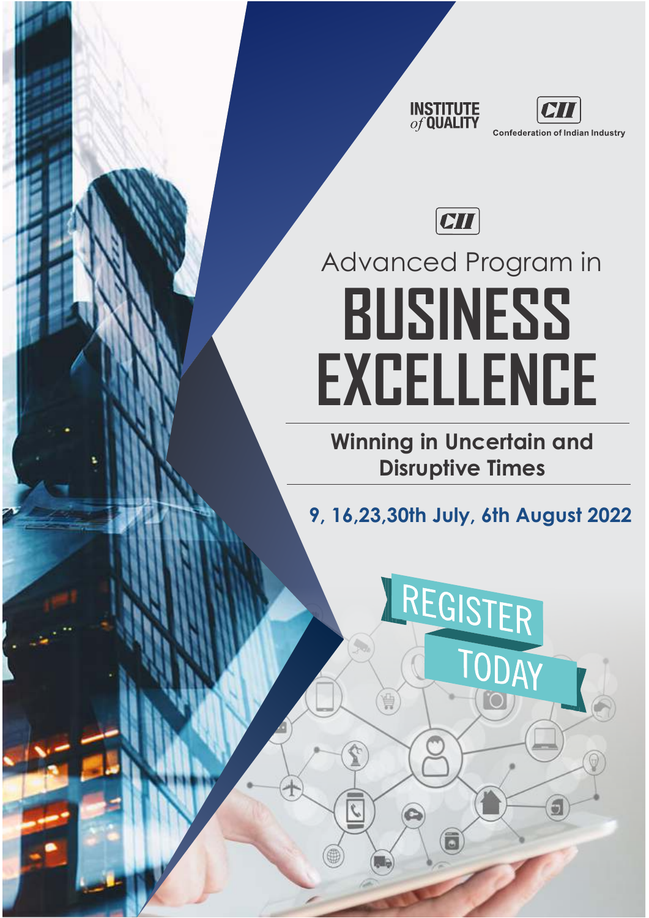INSTITUTE *of* QUALITY

CII Confederation of Indian Industry

CII

Advanced Program in

# BUSINESS EXCELLENCE

**Winning in Uncertain and Disruptive Times**

**9, 16,23,30th July, 6th August 2022**

REGISTER TODAY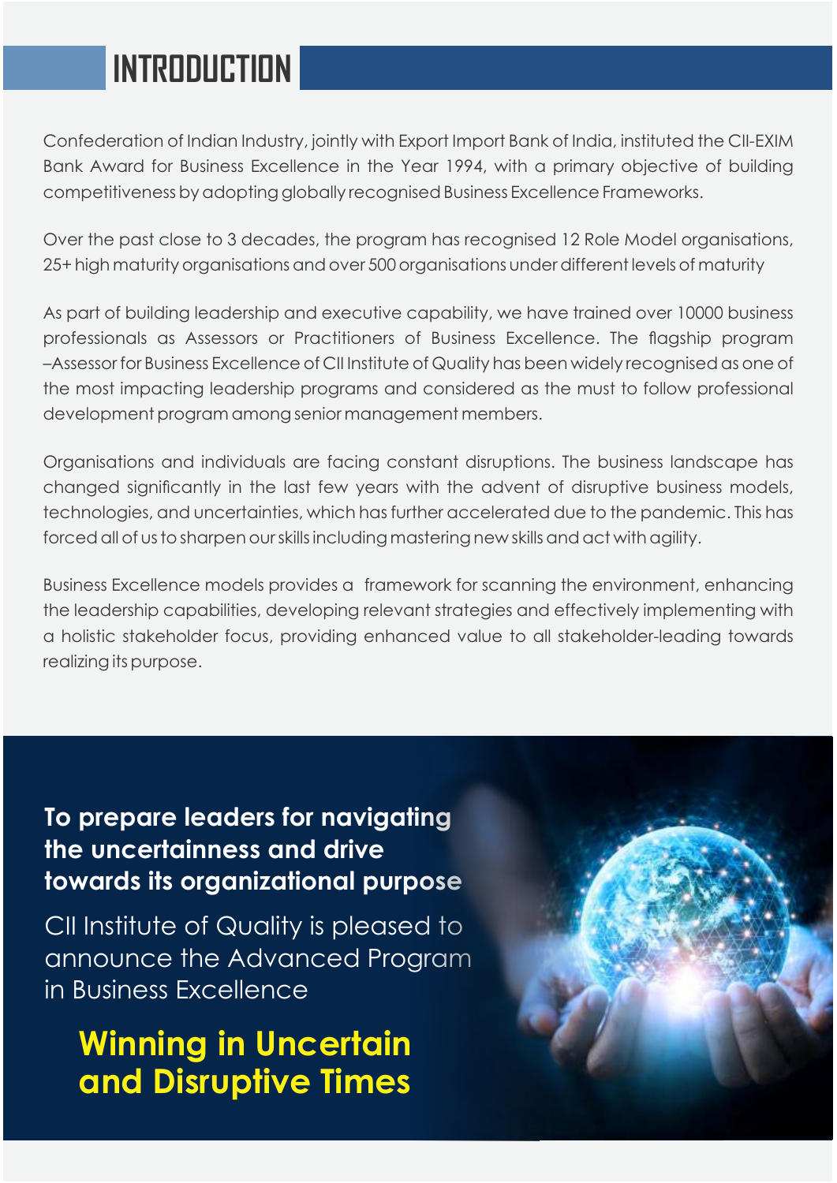# INTRODUCTION

Confederation of Indian Industry, jointly with Export Import Bank of India, instituted the CII-EXIM Bank Award for Business Excellence in the Year 1994, with a primary objective of building competitiveness by adopting globally recognised Business Excellence Frameworks.

Over the past close to 3 decades, the program has recognised 12 Role Model organisations, 25+ high maturity organisations and over 500 organisations under different levels of maturity

As part of building leadership and executive capability, we have trained over 10000 business professionals as Assessors or Practitioners of Business Excellence. The flagship program –Assessor for Business Excellence of CII Institute of Quality has been widely recognised as one of the most impacting leadership programs and considered as the must to follow professional development program among senior management members.

Organisations and individuals are facing constant disruptions. The business landscape has changed significantly in the last few years with the advent of disruptive business models, technologies, and uncertainties, which has further accelerated due to the pandemic. This has forced all of us to sharpen our skills including mastering new skills and act with agility.

Business Excellence models provides a framework for scanning the environment, enhancing the leadership capabilities, developing relevant strategies and effectively implementing with a holistic stakeholder focus, providing enhanced value to all stakeholder-leading towards realizing its purpose.

**To prepare leaders for navigating the uncertainness and drive towards its organizational purpose**

CII Institute of Quality is pleased to announce the Advanced Program in Business Excellence

## Winning in Uncertain and Disruptive Times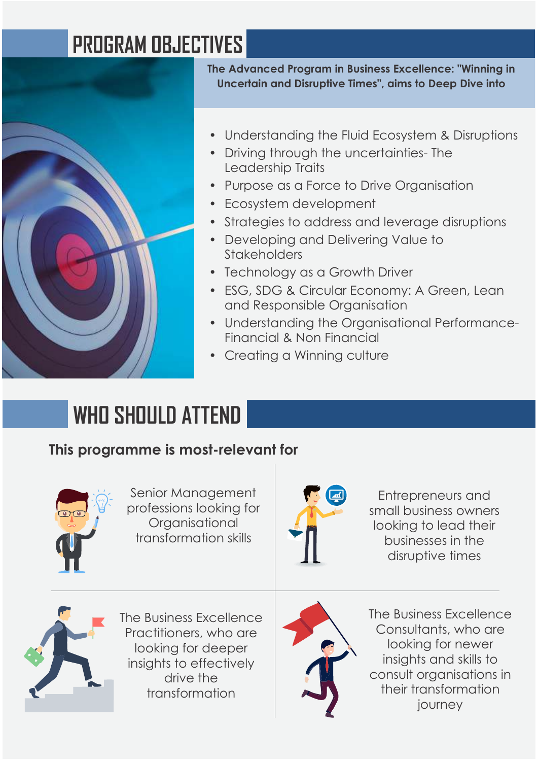# PROGRAM OBJECTIVES

**The Advanced Program in Business Excellence: "Winning in Uncertain and Disruptive Times", aims to Deep Dive into**

- Understanding the Fluid Ecosystem & Disruptions
- Driving through the uncertainties- The Leadership Traits
- Purpose as a Force to Drive Organisation
- Ecosystem development
- Strategies to address and leverage disruptions
- Developing and Delivering Value to Stakeholders
- Technology as a Growth Driver
- ESG, SDG & Circular Economy: A Green, Lean and Responsible Organisation
- Understanding the Organisational Performance- Financial & Non Financial
- Creating a Winning culture

# WHO SHOULD ATTEND

**This programme is most-relevant for**

- Senior Management professions looking for Organisational transformation skills
- Entrepreneurs and small business owners looking to lead their businesses in the disruptive times
- The Business Excellence Practitioners, who are looking for deeper insights to effectively drive the transformation
- The Business Excellence Consultants, who are looking for newer insights and skills to consult organisations in their transformation journey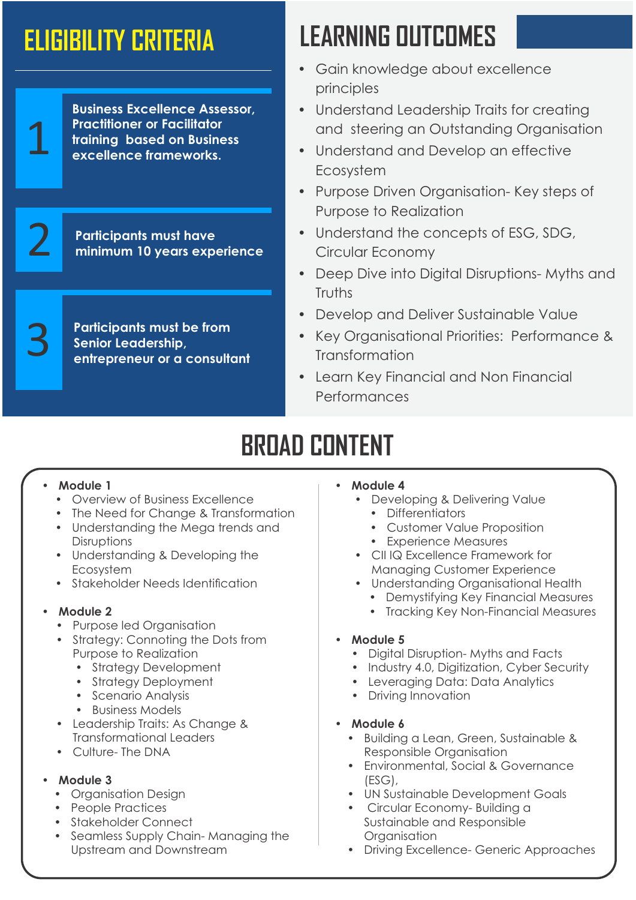## ELIGIBILITY CRITERIA

1. **Business Excellence Assessor, Practitioner or Facilitator training based on Business excellence frameworks.**
2. **Participants must have minimum 10 years experience**
3. **Participants must be from Senior Leadership, entrepreneur or a consultant**

## LEARNING OUTCOMES

- Gain knowledge about excellence principles
- Understand Leadership Traits for creating and steering an Outstanding Organisation
- Understand and Develop an effective Ecosystem
- Purpose Driven Organisation- Key steps of Purpose to Realization
- Understand the concepts of ESG, SDG, Circular Economy
- Deep Dive into Digital Disruptions- Myths and Truths
- Develop and Deliver Sustainable Value
- Key Organisational Priorities: Performance & Transformation
- Learn Key Financial and Non Financial Performances

## BROAD CONTENT

- **Module 1**
  - Overview of Business Excellence
  - The Need for Change & Transformation
  - Understanding the Mega trends and Disruptions
  - Understanding & Developing the Ecosystem
  - Stakeholder Needs Identification

- **Module 2**
  - Purpose led Organisation
  - Strategy: Connoting the Dots from Purpose to Realization
    - Strategy Development
    - Strategy Deployment
    - Scenario Analysis
    - Business Models
  - Leadership Traits: As Change & Transformational Leaders
  - Culture- The DNA

- **Module 3**
  - Organisation Design
  - People Practices
  - Stakeholder Connect
  - Seamless Supply Chain- Managing the Upstream and Downstream

- **Module 4**
  - Developing & Delivering Value
    - Differentiators
    - Customer Value Proposition
    - Experience Measures
  - CII IQ Excellence Framework for Managing Customer Experience
  - Understanding Organisational Health
    - Demystifying Key Financial Measures
    - Tracking Key Non-Financial Measures

- **Module 5**
  - Digital Disruption- Myths and Facts
  - Industry 4.0, Digitization, Cyber Security
  - Leveraging Data: Data Analytics
  - Driving Innovation

- **Module 6**
  - Building a Lean, Green, Sustainable & Responsible Organisation
  - Environmental, Social & Governance (ESG),
  - UN Sustainable Development Goals
  - Circular Economy- Building a Sustainable and Responsible Organisation
  - Driving Excellence- Generic Approaches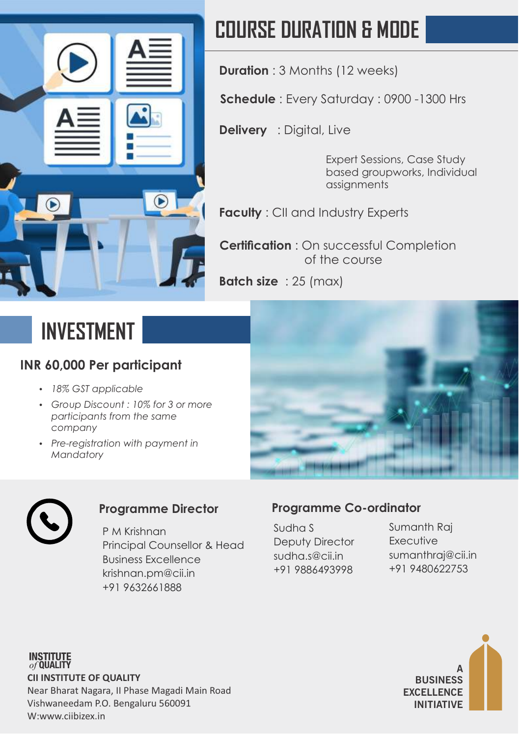## COURSE DURATION & MODE

**Duration** : 3 Months (12 weeks)

**Schedule** : Every Saturday : 0900 -1300 Hrs

**Delivery** : Digital, Live

Expert Sessions, Case Study based groupworks, Individual assignments

**Faculty** : CII and Industry Experts

**Certification** : On successful Completion of the course

**Batch size** : 25 (max)

## INVESTMENT

### INR 60,000 Per participant

- *18% GST applicable*
- *Group Discount : 10% for 3 or more participants from the same company*
- *Pre-registration with payment in Mandatory*

### Programme Director

P M Krishnan
Principal Counsellor & Head
Business Excellence
krishnan.pm@cii.in
+91 9632661888

### Programme Co-ordinator

Sudha S
Deputy Director
sudha.s@cii.in
+91 9886493998

Sumanth Raj
Executive
sumanthraj@cii.in
+91 9480622753

INSTITUTE of QUALITY

**CII INSTITUTE OF QUALITY**
Near Bharat Nagara, II Phase Magadi Main Road
Vishwaneedam P.O. Bengaluru 560091
W:www.ciibizex.in

**A BUSINESS EXCELLENCE INITIATIVE**